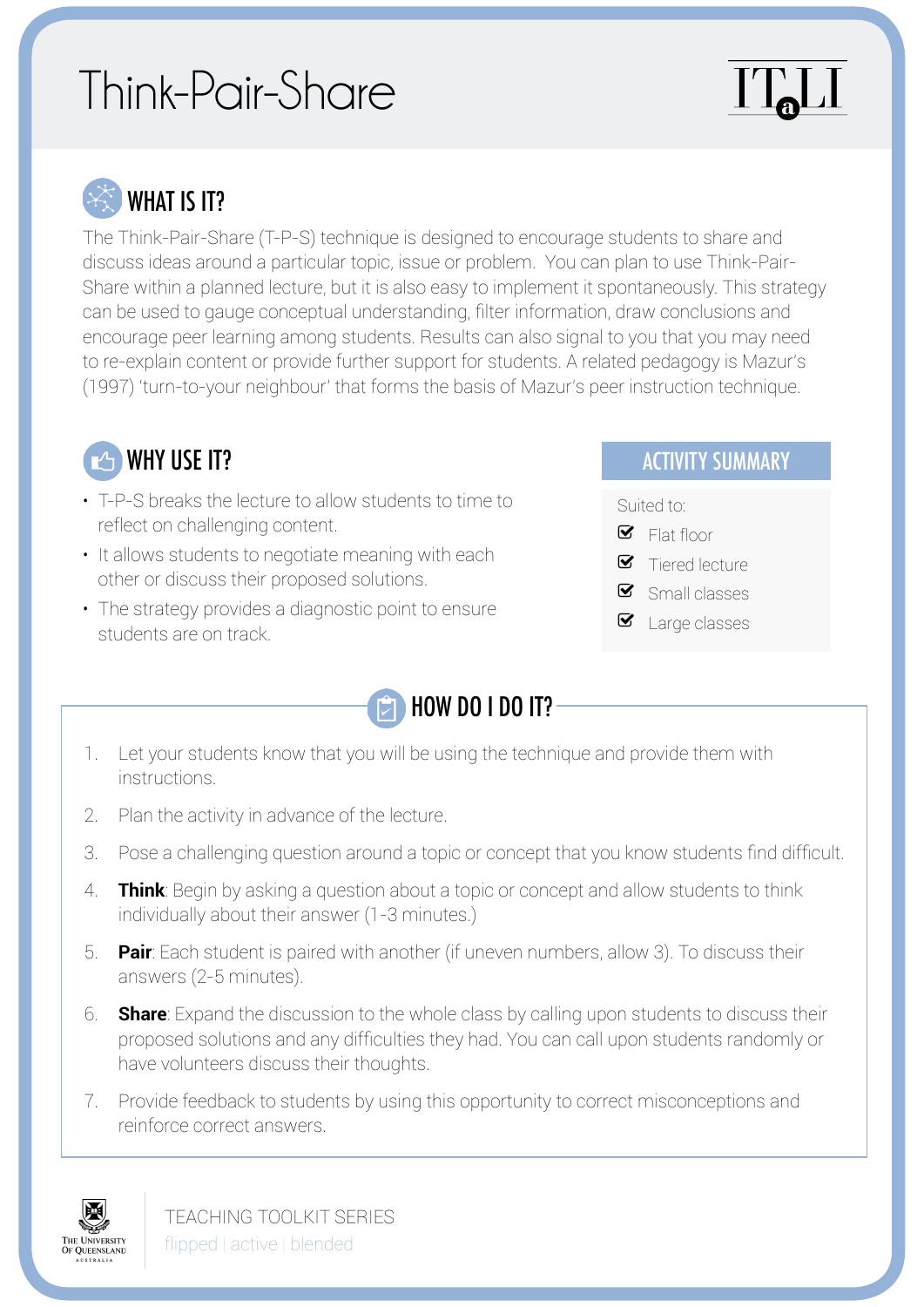# Think-Pair-Share

ITaLI

## WHAT IS IT?

The Think-Pair-Share (T-P-S) technique is designed to encourage students to share and discuss ideas around a particular topic, issue or problem. You can plan to use Think-Pair-Share within a planned lecture, but it is also easy to implement it spontaneously. This strategy can be used to gauge conceptual understanding, filter information, draw conclusions and encourage peer learning among students. Results can also signal to you that you may need to re-explain content or provide further support for students. A related pedagogy is Mazur's (1997) 'turn-to-your neighbour' that forms the basis of Mazur's peer instruction technique.

## WHY USE IT?

- T-P-S breaks the lecture to allow students to time to reflect on challenging content.
- It allows students to negotiate meaning with each other or discuss their proposed solutions.
- The strategy provides a diagnostic point to ensure students are on track.

## ACTIVITY SUMMARY

Suited to:

- ☑ Flat floor
- ☑ Tiered lecture
- ☑ Small classes
- ☑ Large classes

## HOW DO I DO IT?

1. Let your students know that you will be using the technique and provide them with instructions.
2. Plan the activity in advance of the lecture.
3. Pose a challenging question around a topic or concept that you know students find difficult.
4. **Think**: Begin by asking a question about a topic or concept and allow students to think individually about their answer (1-3 minutes.)
5. **Pair**: Each student is paired with another (if uneven numbers, allow 3). To discuss their answers (2-5 minutes).
6. **Share**: Expand the discussion to the whole class by calling upon students to discuss their proposed solutions and any difficulties they had. You can call upon students randomly or have volunteers discuss their thoughts.
7. Provide feedback to students by using this opportunity to correct misconceptions and reinforce correct answers.

The University of Queensland, Australia

TEACHING TOOLKIT SERIES

flipped | active | blended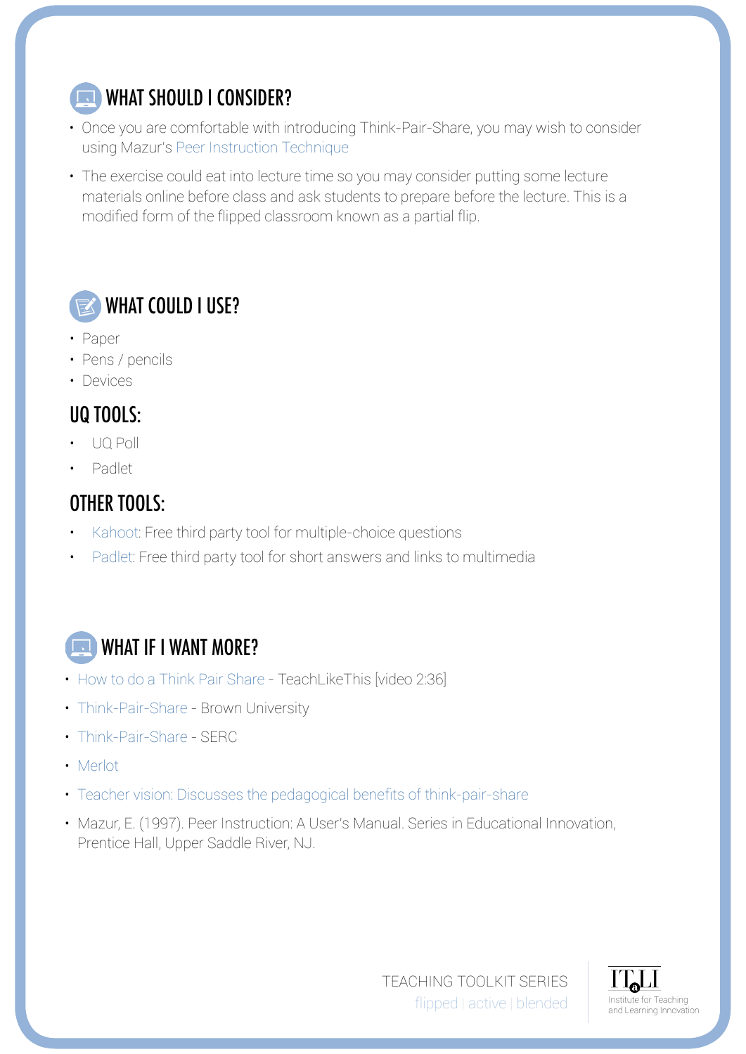## WHAT SHOULD I CONSIDER?

- Once you are comfortable with introducing Think-Pair-Share, you may wish to consider using Mazur's Peer Instruction Technique
- The exercise could eat into lecture time so you may consider putting some lecture materials online before class and ask students to prepare before the lecture. This is a modified form of the flipped classroom known as a partial flip.

## WHAT COULD I USE?

- Paper
- Pens / pencils
- Devices

### UQ TOOLS:

- UQ Poll
- Padlet

### OTHER TOOLS:

- Kahoot: Free third party tool for multiple-choice questions
- Padlet: Free third party tool for short answers and links to multimedia

## WHAT IF I WANT MORE?

- How to do a Think Pair Share - TeachLikeThis [video 2:36]
- Think-Pair-Share - Brown University
- Think-Pair-Share - SERC
- Merlot
- Teacher vision: Discusses the pedagogical benefits of think-pair-share
- Mazur, E. (1997). Peer Instruction: A User's Manual. Series in Educational Innovation, Prentice Hall, Upper Saddle River, NJ.

TEACHING TOOLKIT SERIES
flipped | active | blended

ITaLI
Institute for Teaching and Learning Innovation